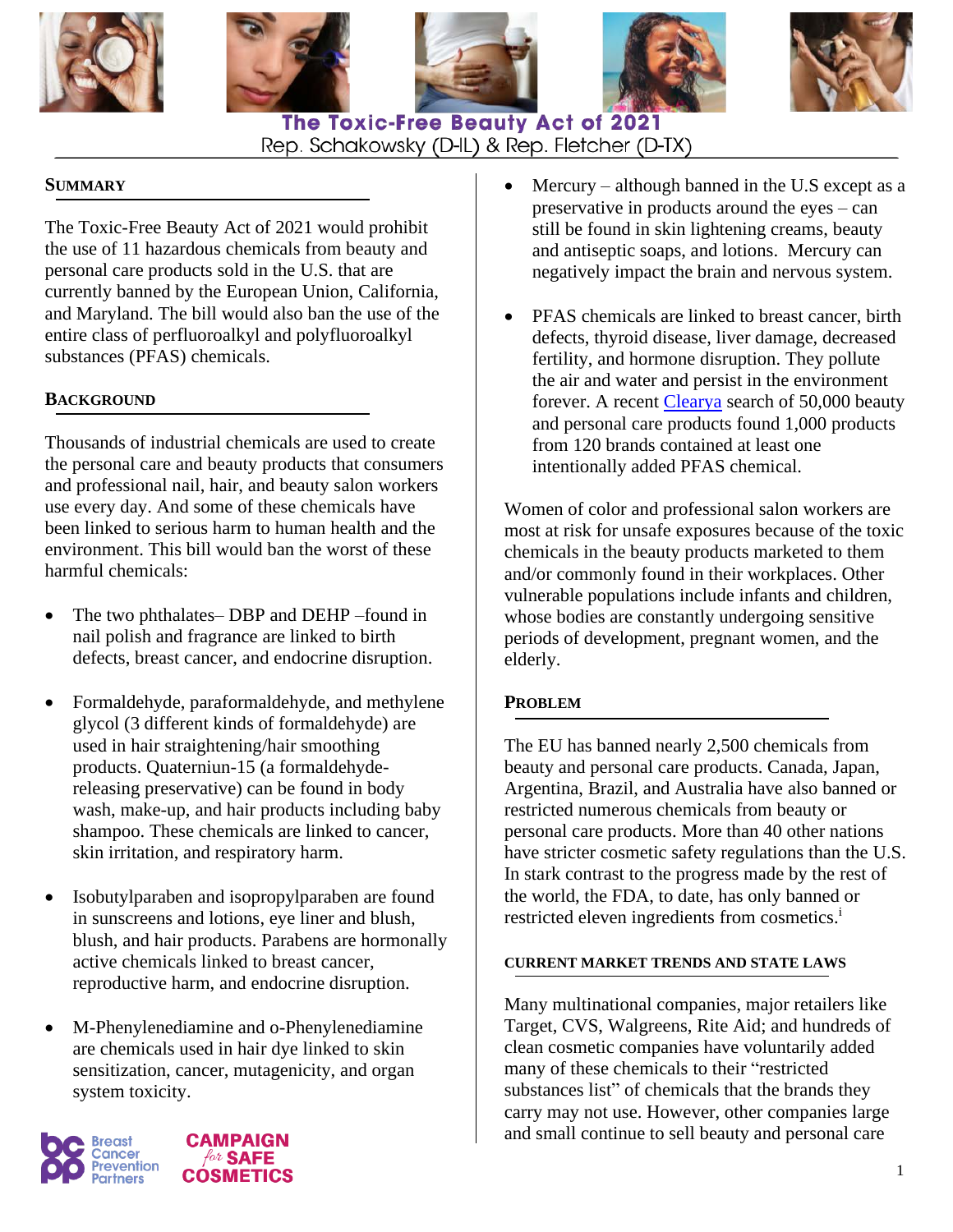# The Toxic-Free Beauty Act of 2021

Rep. Schakowsky (D-IL) & Rep. Fletcher (D-TX)

## Summary

The Toxic-Free Beauty Act of 2021 would prohibit the use of 11 hazardous chemicals from beauty and personal care products sold in the U.S. that are currently banned by the European Union, California, and Maryland. The bill would also ban the use of the entire class of perfluoroalkyl and polyfluoroalkyl substances (PFAS) chemicals.

## Background

Thousands of industrial chemicals are used to create the personal care and beauty products that consumers and professional nail, hair, and beauty salon workers use every day. And some of these chemicals have been linked to serious harm to human health and the environment. This bill would ban the worst of these harmful chemicals:

- The two phthalates– DBP and DEHP –found in nail polish and fragrance are linked to birth defects, breast cancer, and endocrine disruption.
- Formaldehyde, paraformaldehyde, and methylene glycol (3 different kinds of formaldehyde) are used in hair straightening/hair smoothing products. Quaterniun-15 (a formaldehyde-releasing preservative) can be found in body wash, make-up, and hair products including baby shampoo. These chemicals are linked to cancer, skin irritation, and respiratory harm.
- Isobutylparaben and isopropylparaben are found in sunscreens and lotions, eye liner and blush, blush, and hair products. Parabens are hormonally active chemicals linked to breast cancer, reproductive harm, and endocrine disruption.
- M-Phenylenediamine and o-Phenylenediamine are chemicals used in hair dye linked to skin sensitization, cancer, mutagenicity, and organ system toxicity.
- Mercury – although banned in the U.S except as a preservative in products around the eyes – can still be found in skin lightening creams, beauty and antiseptic soaps, and lotions. Mercury can negatively impact the brain and nervous system.
- PFAS chemicals are linked to breast cancer, birth defects, thyroid disease, liver damage, decreased fertility, and hormone disruption. They pollute the air and water and persist in the environment forever. A recent Clearya search of 50,000 beauty and personal care products found 1,000 products from 120 brands contained at least one intentionally added PFAS chemical.

Women of color and professional salon workers are most at risk for unsafe exposures because of the toxic chemicals in the beauty products marketed to them and/or commonly found in their workplaces. Other vulnerable populations include infants and children, whose bodies are constantly undergoing sensitive periods of development, pregnant women, and the elderly.

## Problem

The EU has banned nearly 2,500 chemicals from beauty and personal care products. Canada, Japan, Argentina, Brazil, and Australia have also banned or restricted numerous chemicals from beauty or personal care products. More than 40 other nations have stricter cosmetic safety regulations than the U.S. In stark contrast to the progress made by the rest of the world, the FDA, to date, has only banned or restricted eleven ingredients from cosmetics.[i]

### Current Market Trends and State Laws

Many multinational companies, major retailers like Target, CVS, Walgreens, Rite Aid; and hundreds of clean cosmetic companies have voluntarily added many of these chemicals to their "restricted substances list" of chemicals that the brands they carry may not use. However, other companies large and small continue to sell beauty and personal care

Breast Cancer Prevention Partners | Campaign for Safe Cosmetics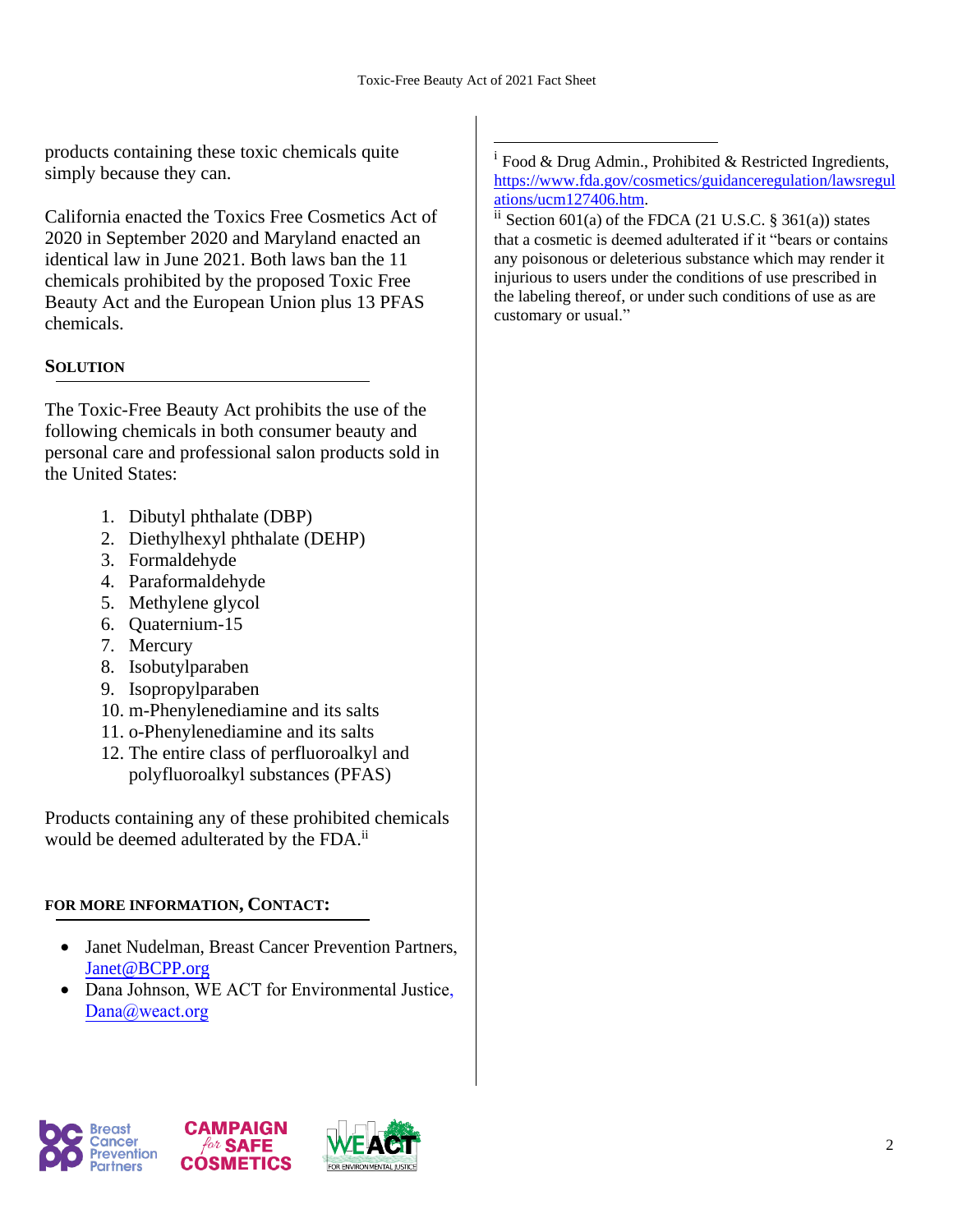products containing these toxic chemicals quite simply because they can.

California enacted the Toxics Free Cosmetics Act of 2020 in September 2020 and Maryland enacted an identical law in June 2021. Both laws ban the 11 chemicals prohibited by the proposed Toxic Free Beauty Act and the European Union plus 13 PFAS chemicals.

## SOLUTION

The Toxic-Free Beauty Act prohibits the use of the following chemicals in both consumer beauty and personal care and professional salon products sold in the United States:

1. Dibutyl phthalate (DBP)
2. Diethylhexyl phthalate (DEHP)
3. Formaldehyde
4. Paraformaldehyde
5. Methylene glycol
6. Quaternium-15
7. Mercury
8. Isobutylparaben
9. Isopropylparaben
10. m-Phenylenediamine and its salts
11. o-Phenylenediamine and its salts
12. The entire class of perfluoroalkyl and polyfluoroalkyl substances (PFAS)

Products containing any of these prohibited chemicals would be deemed adulterated by the FDA.[ii]

## FOR MORE INFORMATION, CONTACT:

- Janet Nudelman, Breast Cancer Prevention Partners, Janet@BCPP.org
- Dana Johnson, WE ACT for Environmental Justice, Dana@weact.org

---

[i] Food & Drug Admin., Prohibited & Restricted Ingredients, https://www.fda.gov/cosmetics/guidanceregulation/lawsregulations/ucm127406.htm.

[ii] Section 601(a) of the FDCA (21 U.S.C. § 361(a)) states that a cosmetic is deemed adulterated if it "bears or contains any poisonous or deleterious substance which may render it injurious to users under the conditions of use prescribed in the labeling thereof, or under such conditions of use as are customary or usual."